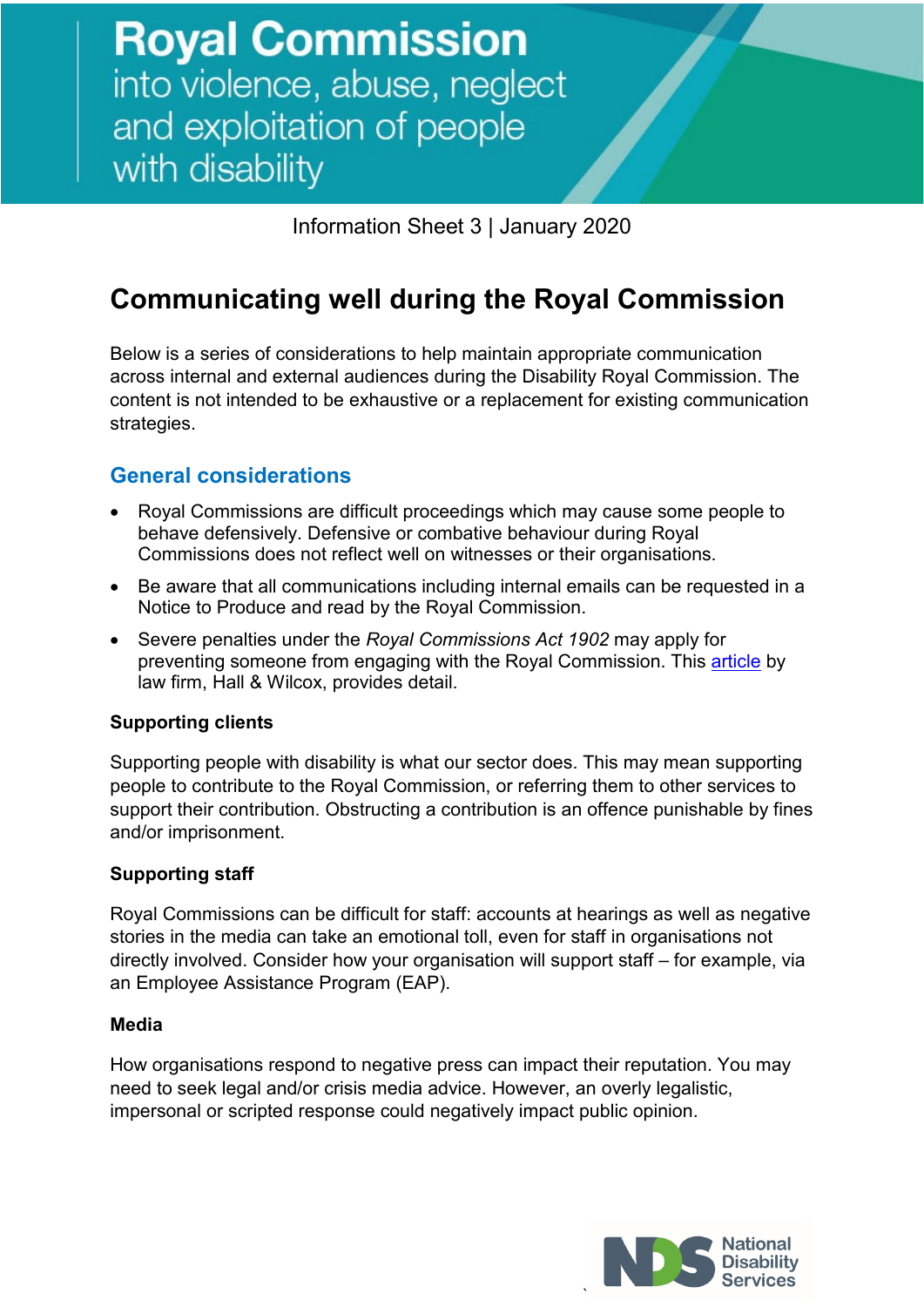# Royal Commission into violence, abuse, neglect and exploitation of people with disability

Information Sheet 3 | January 2020

## Communicating well during the Royal Commission

Below is a series of considerations to help maintain appropriate communication across internal and external audiences during the Disability Royal Commission. The content is not intended to be exhaustive or a replacement for existing communication strategies.

### General considerations

- Royal Commissions are difficult proceedings which may cause some people to behave defensively. Defensive or combative behaviour during Royal Commissions does not reflect well on witnesses or their organisations.
- Be aware that all communications including internal emails can be requested in a Notice to Produce and read by the Royal Commission.
- Severe penalties under the *Royal Commissions Act 1902* may apply for preventing someone from engaging with the Royal Commission. This article by law firm, Hall & Wilcox, provides detail.

**Supporting clients**

Supporting people with disability is what our sector does. This may mean supporting people to contribute to the Royal Commission, or referring them to other services to support their contribution. Obstructing a contribution is an offence punishable by fines and/or imprisonment.

**Supporting staff**

Royal Commissions can be difficult for staff: accounts at hearings as well as negative stories in the media can take an emotional toll, even for staff in organisations not directly involved. Consider how your organisation will support staff – for example, via an Employee Assistance Program (EAP).

**Media**

How organisations respond to negative press can impact their reputation. You may need to seek legal and/or crisis media advice. However, an overly legalistic, impersonal or scripted response could negatively impact public opinion.

National Disability Services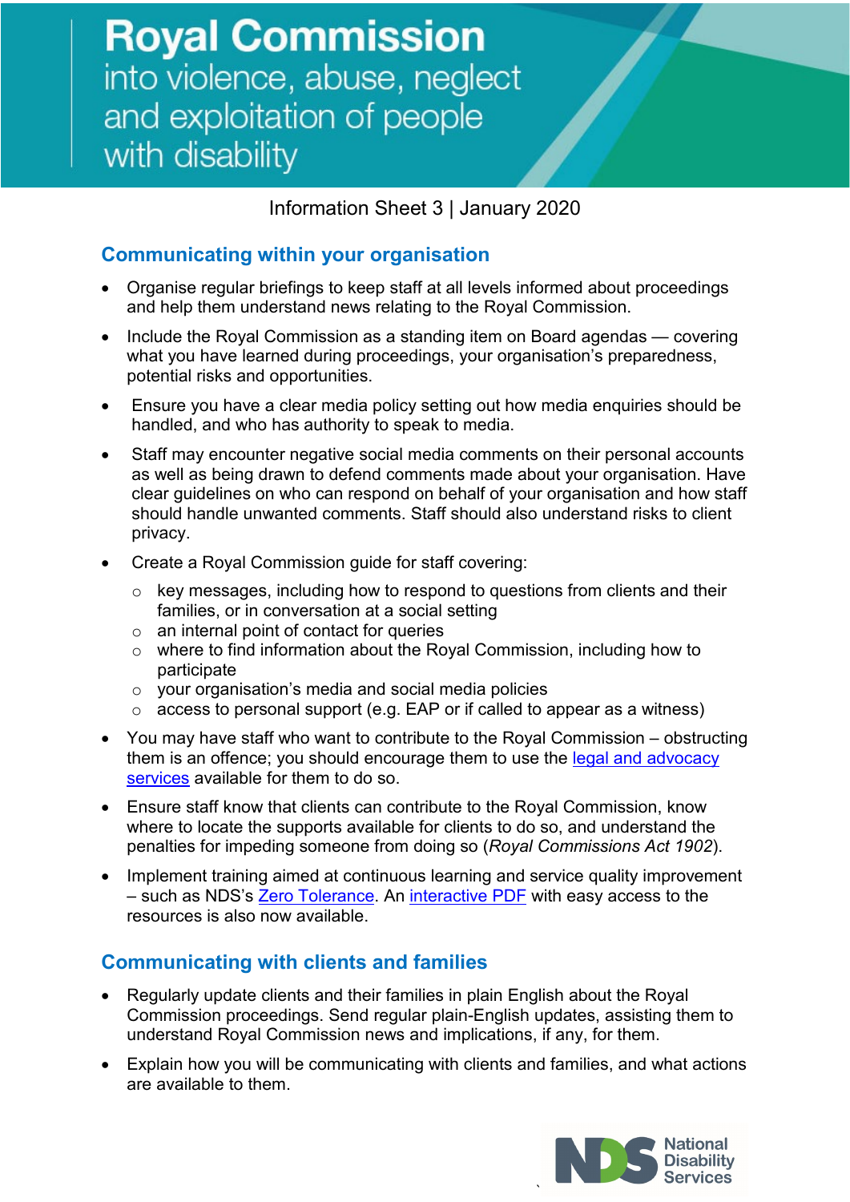# Royal Commission

into violence, abuse, neglect and exploitation of people with disability

Information Sheet 3 | January 2020

## Communicating within your organisation

- Organise regular briefings to keep staff at all levels informed about proceedings and help them understand news relating to the Royal Commission.
- Include the Royal Commission as a standing item on Board agendas — covering what you have learned during proceedings, your organisation's preparedness, potential risks and opportunities.
- Ensure you have a clear media policy setting out how media enquiries should be handled, and who has authority to speak to media.
- Staff may encounter negative social media comments on their personal accounts as well as being drawn to defend comments made about your organisation. Have clear guidelines on who can respond on behalf of your organisation and how staff should handle unwanted comments. Staff should also understand risks to client privacy.
- Create a Royal Commission guide for staff covering:
  - key messages, including how to respond to questions from clients and their families, or in conversation at a social setting
  - an internal point of contact for queries
  - where to find information about the Royal Commission, including how to participate
  - your organisation's media and social media policies
  - access to personal support (e.g. EAP or if called to appear as a witness)
- You may have staff who want to contribute to the Royal Commission – obstructing them is an offence; you should encourage them to use the legal and advocacy services available for them to do so.
- Ensure staff know that clients can contribute to the Royal Commission, know where to locate the supports available for clients to do so, and understand the penalties for impeding someone from doing so (*Royal Commissions Act 1902*).
- Implement training aimed at continuous learning and service quality improvement – such as NDS's Zero Tolerance. An interactive PDF with easy access to the resources is also now available.

## Communicating with clients and families

- Regularly update clients and their families in plain English about the Royal Commission proceedings. Send regular plain-English updates, assisting them to understand Royal Commission news and implications, if any, for them.
- Explain how you will be communicating with clients and families, and what actions are available to them.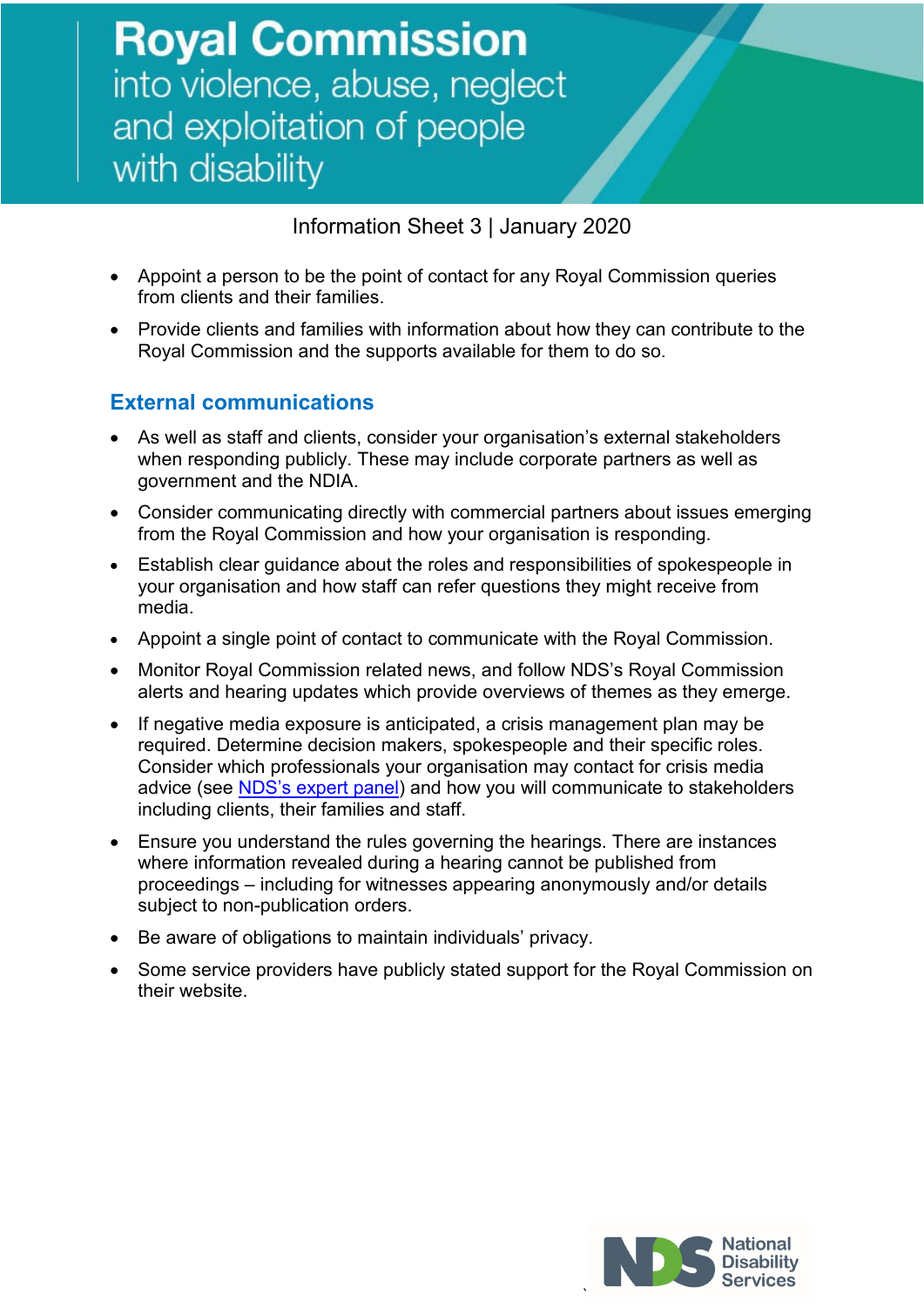- Appoint a person to be the point of contact for any Royal Commission queries from clients and their families.
- Provide clients and families with information about how they can contribute to the Royal Commission and the supports available for them to do so.

## External communications

- As well as staff and clients, consider your organisation's external stakeholders when responding publicly. These may include corporate partners as well as government and the NDIA.
- Consider communicating directly with commercial partners about issues emerging from the Royal Commission and how your organisation is responding.
- Establish clear guidance about the roles and responsibilities of spokespeople in your organisation and how staff can refer questions they might receive from media.
- Appoint a single point of contact to communicate with the Royal Commission.
- Monitor Royal Commission related news, and follow NDS's Royal Commission alerts and hearing updates which provide overviews of themes as they emerge.
- If negative media exposure is anticipated, a crisis management plan may be required. Determine decision makers, spokespeople and their specific roles. Consider which professionals your organisation may contact for crisis media advice (see NDS's expert panel) and how you will communicate to stakeholders including clients, their families and staff.
- Ensure you understand the rules governing the hearings. There are instances where information revealed during a hearing cannot be published from proceedings – including for witnesses appearing anonymously and/or details subject to non-publication orders.
- Be aware of obligations to maintain individuals' privacy.
- Some service providers have publicly stated support for the Royal Commission on their website.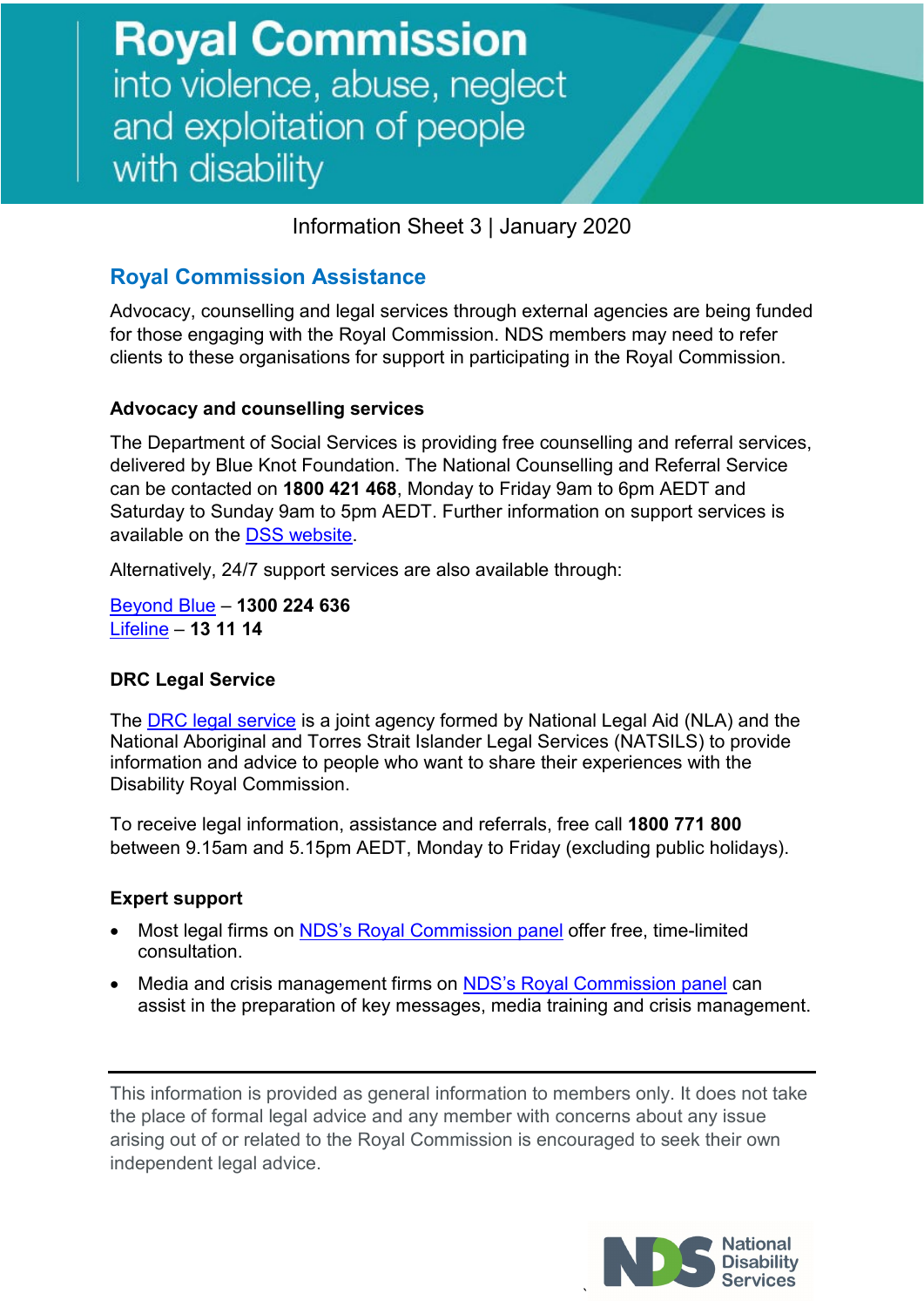# Royal Commission into violence, abuse, neglect and exploitation of people with disability

Information Sheet 3 | January 2020

## Royal Commission Assistance

Advocacy, counselling and legal services through external agencies are being funded for those engaging with the Royal Commission. NDS members may need to refer clients to these organisations for support in participating in the Royal Commission.

### Advocacy and counselling services

The Department of Social Services is providing free counselling and referral services, delivered by Blue Knot Foundation. The National Counselling and Referral Service can be contacted on **1800 421 468**, Monday to Friday 9am to 6pm AEDT and Saturday to Sunday 9am to 5pm AEDT. Further information on support services is available on the DSS website.

Alternatively, 24/7 support services are also available through:

Beyond Blue – **1300 224 636**
Lifeline – **13 11 14**

### DRC Legal Service

The DRC legal service is a joint agency formed by National Legal Aid (NLA) and the National Aboriginal and Torres Strait Islander Legal Services (NATSILS) to provide information and advice to people who want to share their experiences with the Disability Royal Commission.

To receive legal information, assistance and referrals, free call **1800 771 800** between 9.15am and 5.15pm AEDT, Monday to Friday (excluding public holidays).

### Expert support

- Most legal firms on NDS's Royal Commission panel offer free, time-limited consultation.
- Media and crisis management firms on NDS's Royal Commission panel can assist in the preparation of key messages, media training and crisis management.

---

This information is provided as general information to members only. It does not take the place of formal legal advice and any member with concerns about any issue arising out of or related to the Royal Commission is encouraged to seek their own independent legal advice.

National Disability Services